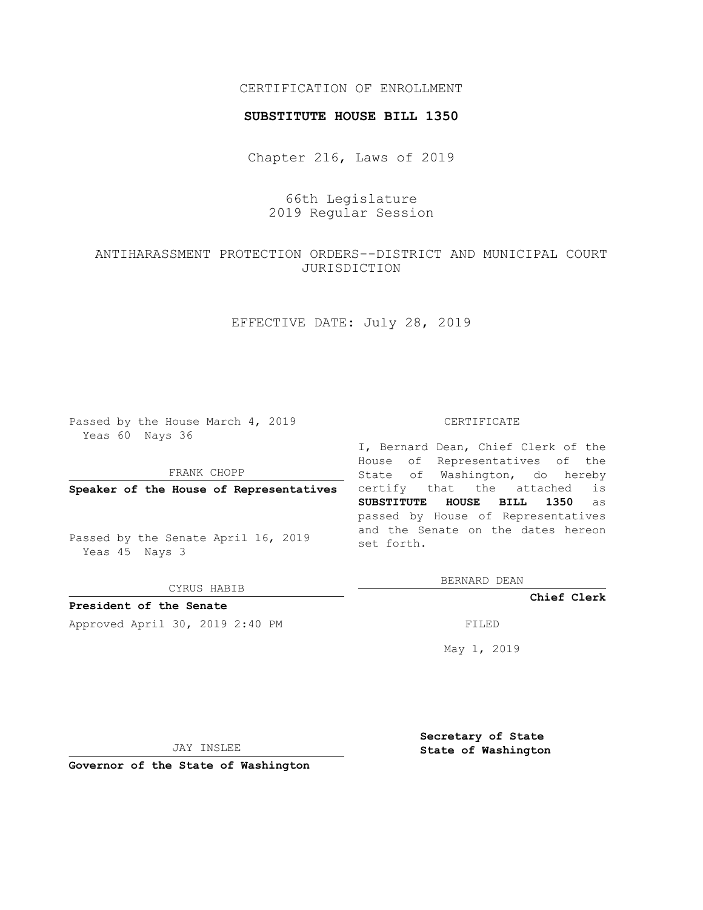CERTIFICATION OF ENROLLMENT

**SUBSTITUTE HOUSE BILL 1350**

Chapter 216, Laws of 2019

66th Legislature
2019 Regular Session

ANTIHARASSMENT PROTECTION ORDERS--DISTRICT AND MUNICIPAL COURT JURISDICTION

EFFECTIVE DATE: July 28, 2019

Passed by the House March 4, 2019
Yeas 60 Nays 36

FRANK CHOPP

**Speaker of the House of Representatives**

Passed by the Senate April 16, 2019
Yeas 45 Nays 3

CYRUS HABIB

**President of the Senate**

Approved April 30, 2019 2:40 PM

JAY INSLEE

**Governor of the State of Washington**

CERTIFICATE

I, Bernard Dean, Chief Clerk of the House of Representatives of the State of Washington, do hereby certify that the attached is **SUBSTITUTE HOUSE BILL 1350** as passed by House of Representatives and the Senate on the dates hereon set forth.

BERNARD DEAN

**Chief Clerk**

FILED

May 1, 2019

**Secretary of State**
**State of Washington**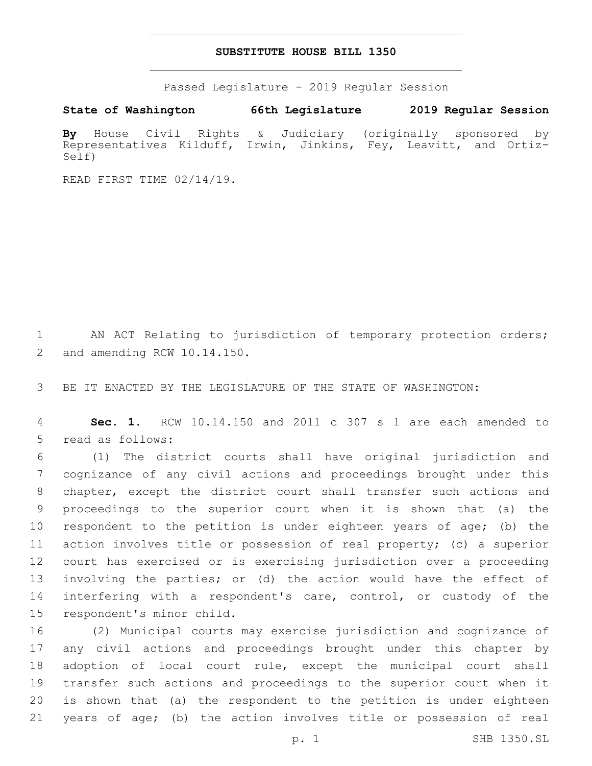# SUBSTITUTE HOUSE BILL 1350

Passed Legislature - 2019 Regular Session

**State of Washington 66th Legislature 2019 Regular Session**

**By** House Civil Rights & Judiciary (originally sponsored by Representatives Kilduff, Irwin, Jinkins, Fey, Leavitt, and Ortiz-Self)

READ FIRST TIME 02/14/19.

AN ACT Relating to jurisdiction of temporary protection orders; and amending RCW 10.14.150.

BE IT ENACTED BY THE LEGISLATURE OF THE STATE OF WASHINGTON:

**Sec. 1.** RCW 10.14.150 and 2011 c 307 s 1 are each amended to read as follows:

(1) The district courts shall have original jurisdiction and cognizance of any civil actions and proceedings brought under this chapter, except the district court shall transfer such actions and proceedings to the superior court when it is shown that (a) the respondent to the petition is under eighteen years of age; (b) the action involves title or possession of real property; (c) a superior court has exercised or is exercising jurisdiction over a proceeding involving the parties; or (d) the action would have the effect of interfering with a respondent's care, control, or custody of the respondent's minor child.

(2) Municipal courts may exercise jurisdiction and cognizance of any civil actions and proceedings brought under this chapter by adoption of local court rule, except the municipal court shall transfer such actions and proceedings to the superior court when it is shown that (a) the respondent to the petition is under eighteen years of age; (b) the action involves title or possession of real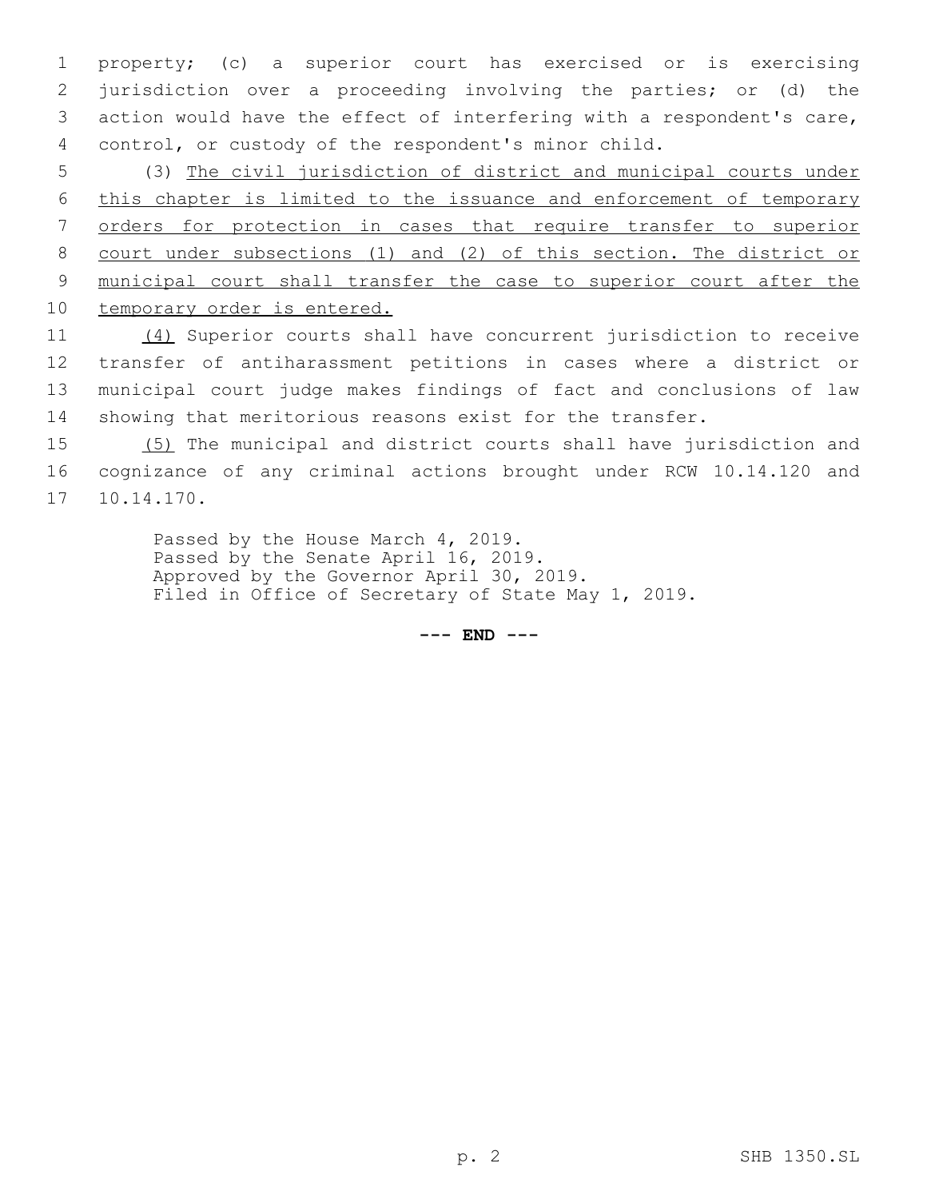property; (c) a superior court has exercised or is exercising jurisdiction over a proceeding involving the parties; or (d) the action would have the effect of interfering with a respondent's care, control, or custody of the respondent's minor child.

(3) The civil jurisdiction of district and municipal courts under this chapter is limited to the issuance and enforcement of temporary orders for protection in cases that require transfer to superior court under subsections (1) and (2) of this section. The district or municipal court shall transfer the case to superior court after the temporary order is entered.

(4) Superior courts shall have concurrent jurisdiction to receive transfer of antiharassment petitions in cases where a district or municipal court judge makes findings of fact and conclusions of law showing that meritorious reasons exist for the transfer.

(5) The municipal and district courts shall have jurisdiction and cognizance of any criminal actions brought under RCW 10.14.120 and 10.14.170.

Passed by the House March 4, 2019.
Passed by the Senate April 16, 2019.
Approved by the Governor April 30, 2019.
Filed in Office of Secretary of State May 1, 2019.

**--- END ---**